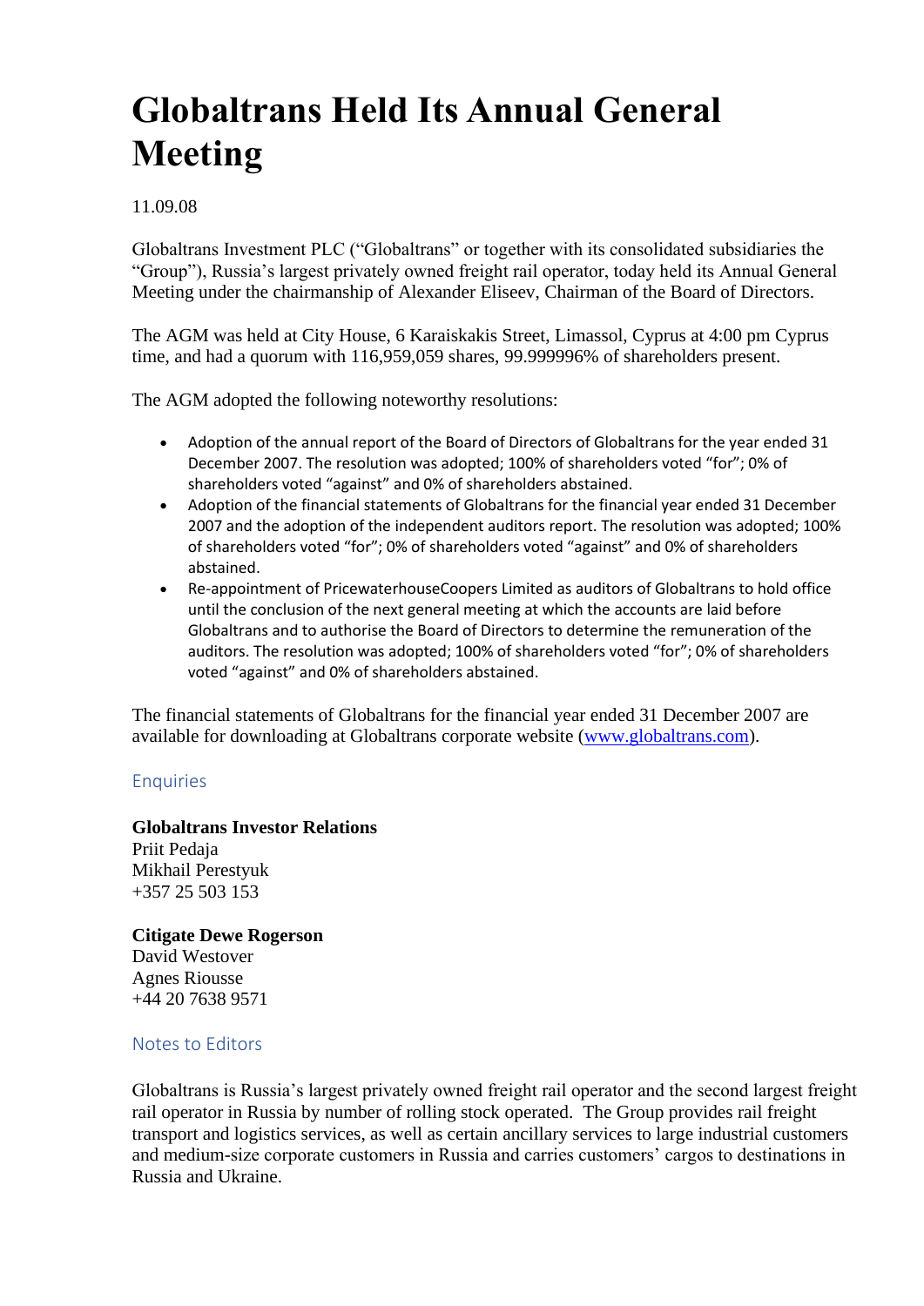# Globaltrans Held Its Annual General Meeting

11.09.08

Globaltrans Investment PLC ("Globaltrans" or together with its consolidated subsidiaries the "Group"), Russia's largest privately owned freight rail operator, today held its Annual General Meeting under the chairmanship of Alexander Eliseev, Chairman of the Board of Directors.

The AGM was held at City House, 6 Karaiskakis Street, Limassol, Cyprus at 4:00 pm Cyprus time, and had a quorum with 116,959,059 shares, 99.999996% of shareholders present.

The AGM adopted the following noteworthy resolutions:

- Adoption of the annual report of the Board of Directors of Globaltrans for the year ended 31 December 2007. The resolution was adopted; 100% of shareholders voted "for"; 0% of shareholders voted "against" and 0% of shareholders abstained.
- Adoption of the financial statements of Globaltrans for the financial year ended 31 December 2007 and the adoption of the independent auditors report. The resolution was adopted; 100% of shareholders voted "for"; 0% of shareholders voted "against" and 0% of shareholders abstained.
- Re-appointment of PricewaterhouseCoopers Limited as auditors of Globaltrans to hold office until the conclusion of the next general meeting at which the accounts are laid before Globaltrans and to authorise the Board of Directors to determine the remuneration of the auditors. The resolution was adopted; 100% of shareholders voted "for"; 0% of shareholders voted "against" and 0% of shareholders abstained.

The financial statements of Globaltrans for the financial year ended 31 December 2007 are available for downloading at Globaltrans corporate website (www.globaltrans.com).

## Enquiries

**Globaltrans Investor Relations**
Priit Pedaja
Mikhail Perestyuk
+357 25 503 153

**Citigate Dewe Rogerson**
David Westover
Agnes Riousse
+44 20 7638 9571

## Notes to Editors

Globaltrans is Russia's largest privately owned freight rail operator and the second largest freight rail operator in Russia by number of rolling stock operated. The Group provides rail freight transport and logistics services, as well as certain ancillary services to large industrial customers and medium-size corporate customers in Russia and carries customers' cargos to destinations in Russia and Ukraine.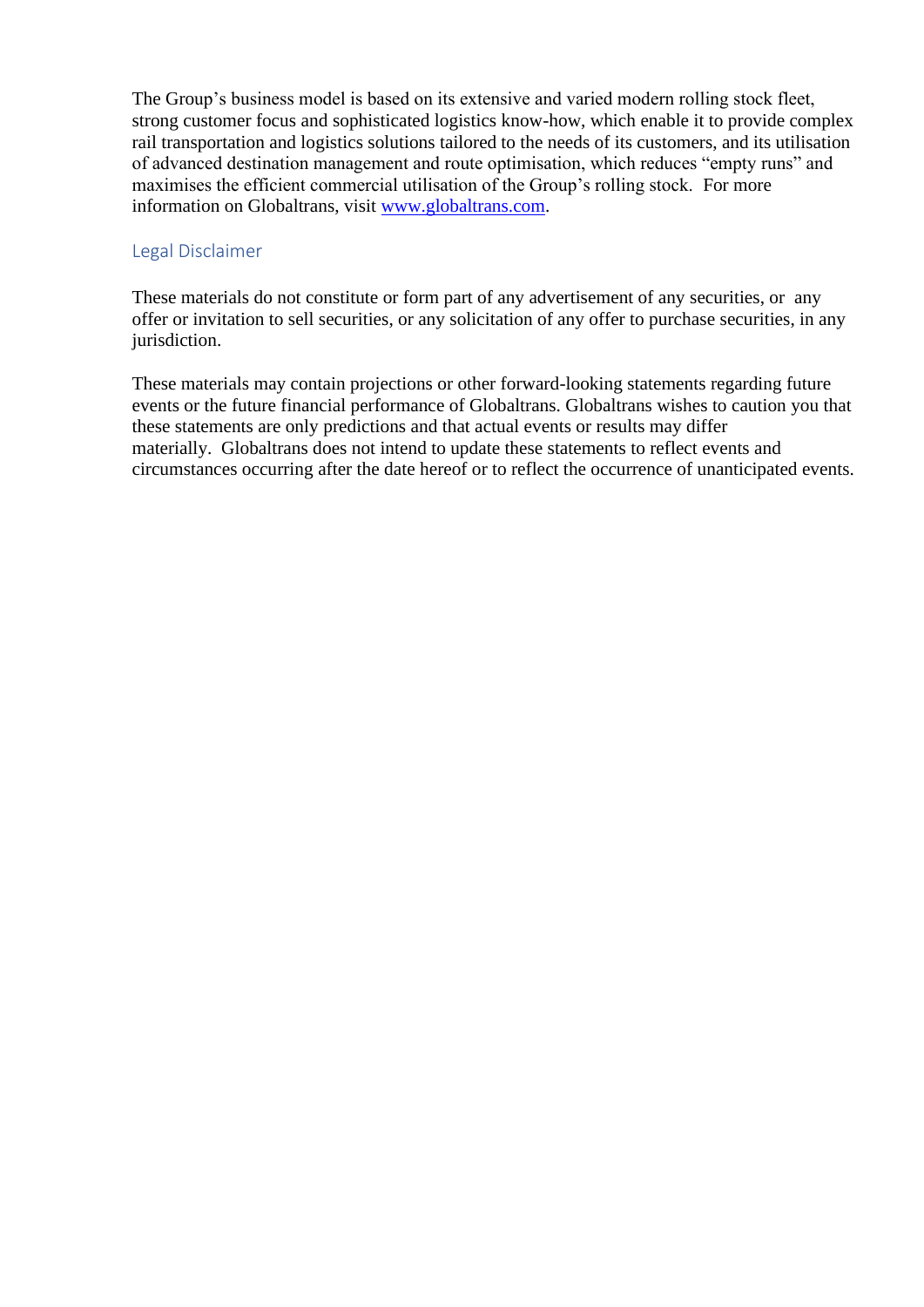The Group's business model is based on its extensive and varied modern rolling stock fleet, strong customer focus and sophisticated logistics know-how, which enable it to provide complex rail transportation and logistics solutions tailored to the needs of its customers, and its utilisation of advanced destination management and route optimisation, which reduces "empty runs" and maximises the efficient commercial utilisation of the Group's rolling stock. For more information on Globaltrans, visit [www.globaltrans.com](http://www.globaltrans.com).

## Legal Disclaimer

These materials do not constitute or form part of any advertisement of any securities, or any offer or invitation to sell securities, or any solicitation of any offer to purchase securities, in any jurisdiction.

These materials may contain projections or other forward-looking statements regarding future events or the future financial performance of Globaltrans. Globaltrans wishes to caution you that these statements are only predictions and that actual events or results may differ materially. Globaltrans does not intend to update these statements to reflect events and circumstances occurring after the date hereof or to reflect the occurrence of unanticipated events.